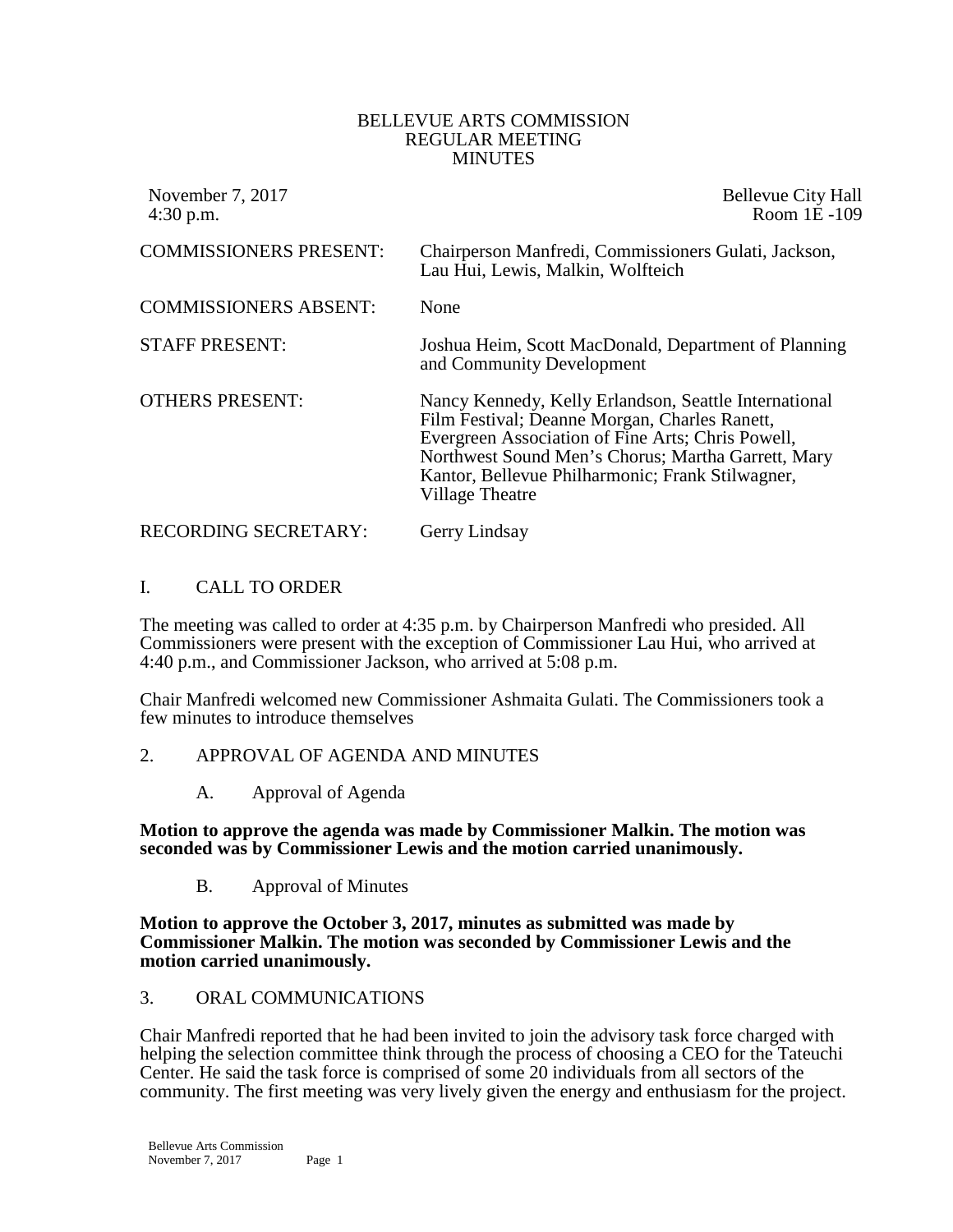# BELLEVUE ARTS COMMISSION
## REGULAR MEETING
## MINUTES

November 7, 2017
4:30 p.m.

Bellevue City Hall
Room 1E -109

| | |
|---|---|
| COMMISSIONERS PRESENT: | Chairperson Manfredi, Commissioners Gulati, Jackson, Lau Hui, Lewis, Malkin, Wolfteich |
| COMMISSIONERS ABSENT: | None |
| STAFF PRESENT: | Joshua Heim, Scott MacDonald, Department of Planning and Community Development |
| OTHERS PRESENT: | Nancy Kennedy, Kelly Erlandson, Seattle International Film Festival; Deanne Morgan, Charles Ranett, Evergreen Association of Fine Arts; Chris Powell, Northwest Sound Men's Chorus; Martha Garrett, Mary Kantor, Bellevue Philharmonic; Frank Stilwagner, Village Theatre |
| RECORDING SECRETARY: | Gerry Lindsay |

## I. CALL TO ORDER

The meeting was called to order at 4:35 p.m. by Chairperson Manfredi who presided. All Commissioners were present with the exception of Commissioner Lau Hui, who arrived at 4:40 p.m., and Commissioner Jackson, who arrived at 5:08 p.m.

Chair Manfredi welcomed new Commissioner Ashmaita Gulati. The Commissioners took a few minutes to introduce themselves

## 2. APPROVAL OF AGENDA AND MINUTES

### A. Approval of Agenda

**Motion to approve the agenda was made by Commissioner Malkin. The motion was seconded was by Commissioner Lewis and the motion carried unanimously.**

### B. Approval of Minutes

**Motion to approve the October 3, 2017, minutes as submitted was made by Commissioner Malkin. The motion was seconded by Commissioner Lewis and the motion carried unanimously.**

## 3. ORAL COMMUNICATIONS

Chair Manfredi reported that he had been invited to join the advisory task force charged with helping the selection committee think through the process of choosing a CEO for the Tateuchi Center. He said the task force is comprised of some 20 individuals from all sectors of the community. The first meeting was very lively given the energy and enthusiasm for the project.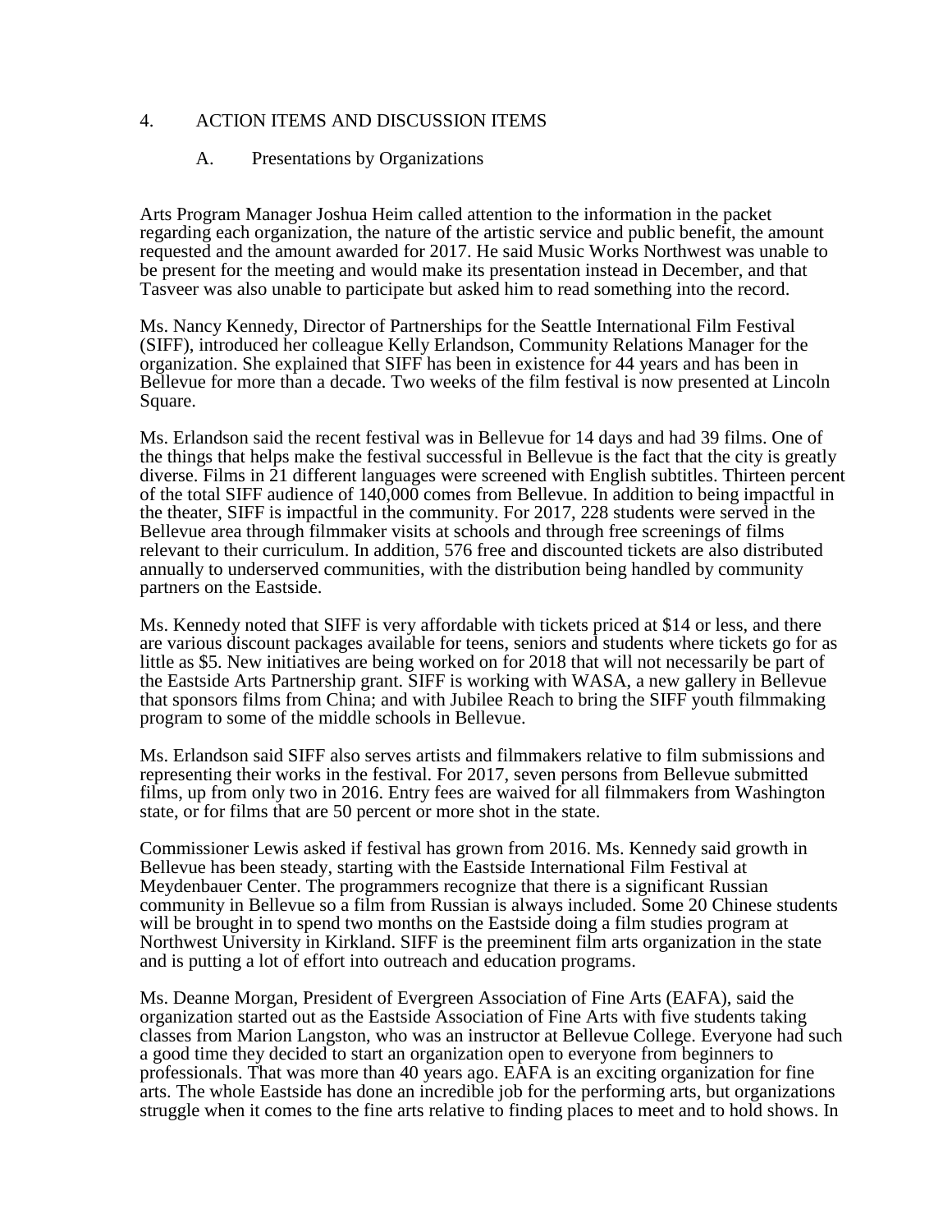4. ACTION ITEMS AND DISCUSSION ITEMS

A. Presentations by Organizations

Arts Program Manager Joshua Heim called attention to the information in the packet regarding each organization, the nature of the artistic service and public benefit, the amount requested and the amount awarded for 2017. He said Music Works Northwest was unable to be present for the meeting and would make its presentation instead in December, and that Tasveer was also unable to participate but asked him to read something into the record.

Ms. Nancy Kennedy, Director of Partnerships for the Seattle International Film Festival (SIFF), introduced her colleague Kelly Erlandson, Community Relations Manager for the organization. She explained that SIFF has been in existence for 44 years and has been in Bellevue for more than a decade. Two weeks of the film festival is now presented at Lincoln Square.

Ms. Erlandson said the recent festival was in Bellevue for 14 days and had 39 films. One of the things that helps make the festival successful in Bellevue is the fact that the city is greatly diverse. Films in 21 different languages were screened with English subtitles. Thirteen percent of the total SIFF audience of 140,000 comes from Bellevue. In addition to being impactful in the theater, SIFF is impactful in the community. For 2017, 228 students were served in the Bellevue area through filmmaker visits at schools and through free screenings of films relevant to their curriculum. In addition, 576 free and discounted tickets are also distributed annually to underserved communities, with the distribution being handled by community partners on the Eastside.

Ms. Kennedy noted that SIFF is very affordable with tickets priced at $14 or less, and there are various discount packages available for teens, seniors and students where tickets go for as little as $5. New initiatives are being worked on for 2018 that will not necessarily be part of the Eastside Arts Partnership grant. SIFF is working with WASA, a new gallery in Bellevue that sponsors films from China; and with Jubilee Reach to bring the SIFF youth filmmaking program to some of the middle schools in Bellevue.

Ms. Erlandson said SIFF also serves artists and filmmakers relative to film submissions and representing their works in the festival. For 2017, seven persons from Bellevue submitted films, up from only two in 2016. Entry fees are waived for all filmmakers from Washington state, or for films that are 50 percent or more shot in the state.

Commissioner Lewis asked if festival has grown from 2016. Ms. Kennedy said growth in Bellevue has been steady, starting with the Eastside International Film Festival at Meydenbauer Center. The programmers recognize that there is a significant Russian community in Bellevue so a film from Russian is always included. Some 20 Chinese students will be brought in to spend two months on the Eastside doing a film studies program at Northwest University in Kirkland. SIFF is the preeminent film arts organization in the state and is putting a lot of effort into outreach and education programs.

Ms. Deanne Morgan, President of Evergreen Association of Fine Arts (EAFA), said the organization started out as the Eastside Association of Fine Arts with five students taking classes from Marion Langston, who was an instructor at Bellevue College. Everyone had such a good time they decided to start an organization open to everyone from beginners to professionals. That was more than 40 years ago. EAFA is an exciting organization for fine arts. The whole Eastside has done an incredible job for the performing arts, but organizations struggle when it comes to the fine arts relative to finding places to meet and to hold shows. In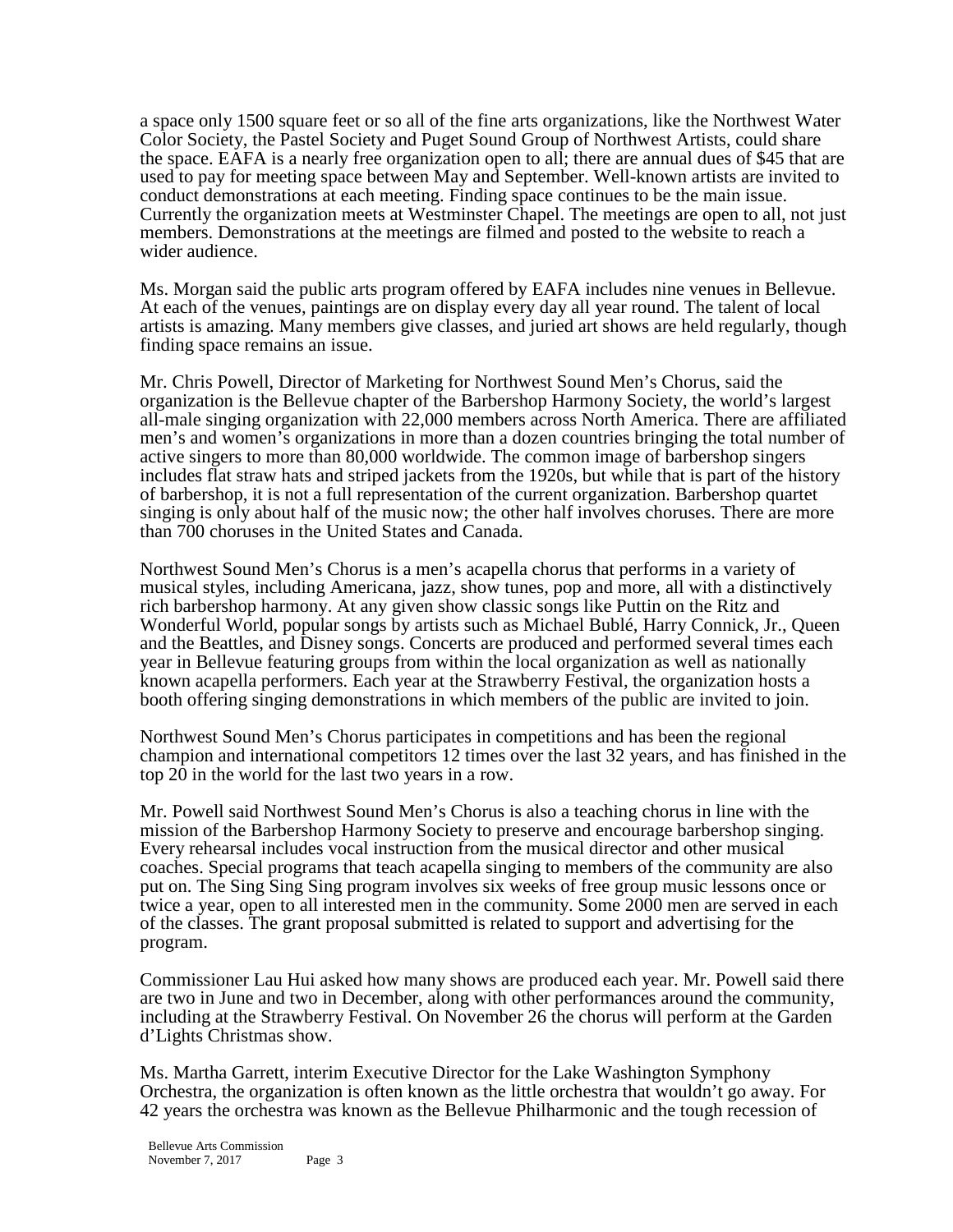a space only 1500 square feet or so all of the fine arts organizations, like the Northwest Water Color Society, the Pastel Society and Puget Sound Group of Northwest Artists, could share the space. EAFA is a nearly free organization open to all; there are annual dues of $45 that are used to pay for meeting space between May and September. Well-known artists are invited to conduct demonstrations at each meeting. Finding space continues to be the main issue. Currently the organization meets at Westminster Chapel. The meetings are open to all, not just members. Demonstrations at the meetings are filmed and posted to the website to reach a wider audience.

Ms. Morgan said the public arts program offered by EAFA includes nine venues in Bellevue. At each of the venues, paintings are on display every day all year round. The talent of local artists is amazing. Many members give classes, and juried art shows are held regularly, though finding space remains an issue.

Mr. Chris Powell, Director of Marketing for Northwest Sound Men's Chorus, said the organization is the Bellevue chapter of the Barbershop Harmony Society, the world's largest all-male singing organization with 22,000 members across North America. There are affiliated men's and women's organizations in more than a dozen countries bringing the total number of active singers to more than 80,000 worldwide. The common image of barbershop singers includes flat straw hats and striped jackets from the 1920s, but while that is part of the history of barbershop, it is not a full representation of the current organization. Barbershop quartet singing is only about half of the music now; the other half involves choruses. There are more than 700 choruses in the United States and Canada.

Northwest Sound Men's Chorus is a men's acapella chorus that performs in a variety of musical styles, including Americana, jazz, show tunes, pop and more, all with a distinctively rich barbershop harmony. At any given show classic songs like Puttin on the Ritz and Wonderful World, popular songs by artists such as Michael Bublé, Harry Connick, Jr., Queen and the Beatles, and Disney songs. Concerts are produced and performed several times each year in Bellevue featuring groups from within the local organization as well as nationally known acapella performers. Each year at the Strawberry Festival, the organization hosts a booth offering singing demonstrations in which members of the public are invited to join.

Northwest Sound Men's Chorus participates in competitions and has been the regional champion and international competitors 12 times over the last 32 years, and has finished in the top 20 in the world for the last two years in a row.

Mr. Powell said Northwest Sound Men's Chorus is also a teaching chorus in line with the mission of the Barbershop Harmony Society to preserve and encourage barbershop singing. Every rehearsal includes vocal instruction from the musical director and other musical coaches. Special programs that teach acapella singing to members of the community are also put on. The Sing Sing Sing program involves six weeks of free group music lessons once or twice a year, open to all interested men in the community. Some 2000 men are served in each of the classes. The grant proposal submitted is related to support and advertising for the program.

Commissioner Lau Hui asked how many shows are produced each year. Mr. Powell said there are two in June and two in December, along with other performances around the community, including at the Strawberry Festival. On November 26 the chorus will perform at the Garden d'Lights Christmas show.

Ms. Martha Garrett, interim Executive Director for the Lake Washington Symphony Orchestra, the organization is often known as the little orchestra that wouldn't go away. For 42 years the orchestra was known as the Bellevue Philharmonic and the tough recession of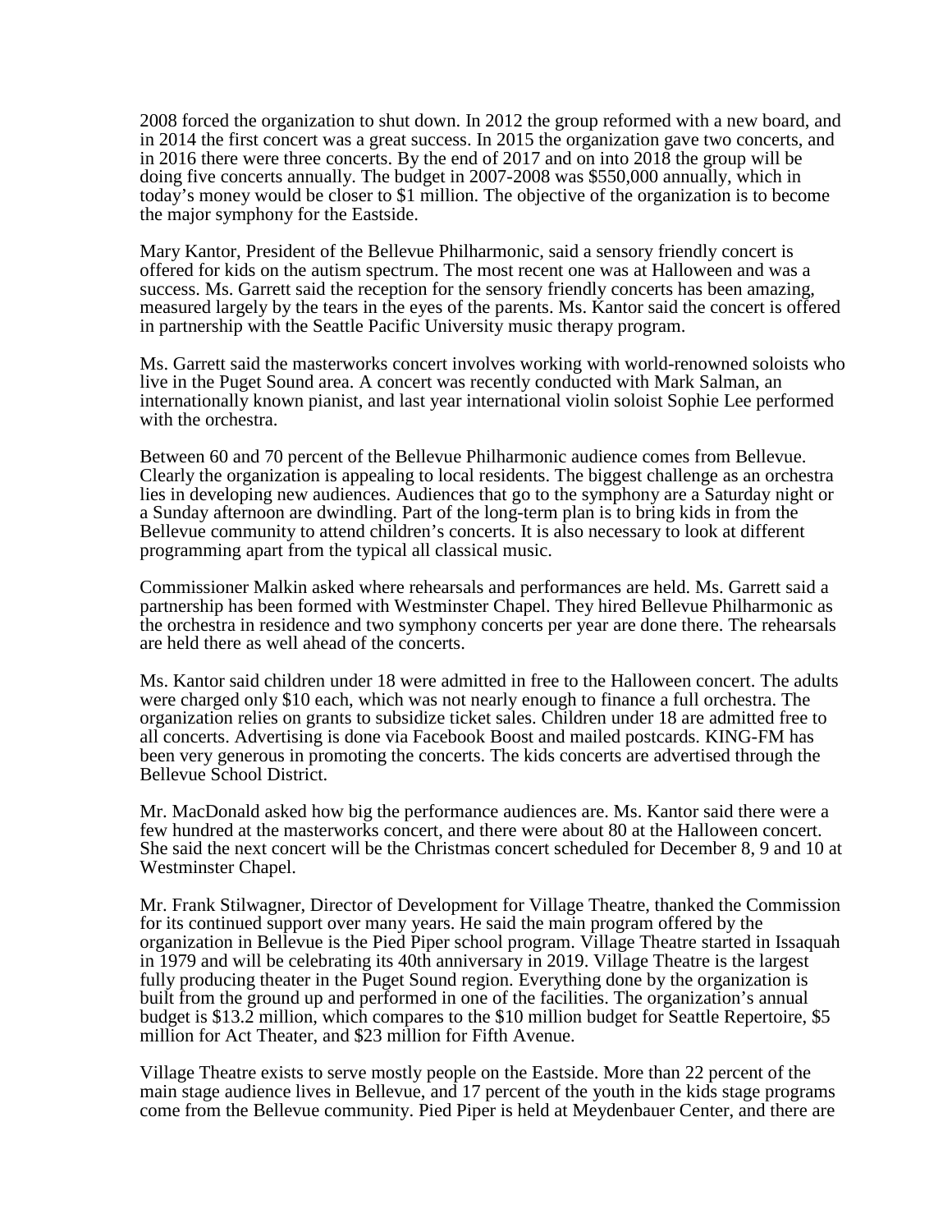2008 forced the organization to shut down. In 2012 the group reformed with a new board, and in 2014 the first concert was a great success. In 2015 the organization gave two concerts, and in 2016 there were three concerts. By the end of 2017 and on into 2018 the group will be doing five concerts annually. The budget in 2007-2008 was $550,000 annually, which in today's money would be closer to $1 million. The objective of the organization is to become the major symphony for the Eastside.

Mary Kantor, President of the Bellevue Philharmonic, said a sensory friendly concert is offered for kids on the autism spectrum. The most recent one was at Halloween and was a success. Ms. Garrett said the reception for the sensory friendly concerts has been amazing, measured largely by the tears in the eyes of the parents. Ms. Kantor said the concert is offered in partnership with the Seattle Pacific University music therapy program.

Ms. Garrett said the masterworks concert involves working with world-renowned soloists who live in the Puget Sound area. A concert was recently conducted with Mark Salman, an internationally known pianist, and last year international violin soloist Sophie Lee performed with the orchestra.

Between 60 and 70 percent of the Bellevue Philharmonic audience comes from Bellevue. Clearly the organization is appealing to local residents. The biggest challenge as an orchestra lies in developing new audiences. Audiences that go to the symphony are a Saturday night or a Sunday afternoon are dwindling. Part of the long-term plan is to bring kids in from the Bellevue community to attend children's concerts. It is also necessary to look at different programming apart from the typical all classical music.

Commissioner Malkin asked where rehearsals and performances are held. Ms. Garrett said a partnership has been formed with Westminster Chapel. They hired Bellevue Philharmonic as the orchestra in residence and two symphony concerts per year are done there. The rehearsals are held there as well ahead of the concerts.

Ms. Kantor said children under 18 were admitted in free to the Halloween concert. The adults were charged only $10 each, which was not nearly enough to finance a full orchestra. The organization relies on grants to subsidize ticket sales. Children under 18 are admitted free to all concerts. Advertising is done via Facebook Boost and mailed postcards. KING-FM has been very generous in promoting the concerts. The kids concerts are advertised through the Bellevue School District.

Mr. MacDonald asked how big the performance audiences are. Ms. Kantor said there were a few hundred at the masterworks concert, and there were about 80 at the Halloween concert. She said the next concert will be the Christmas concert scheduled for December 8, 9 and 10 at Westminster Chapel.

Mr. Frank Stilwagner, Director of Development for Village Theatre, thanked the Commission for its continued support over many years. He said the main program offered by the organization in Bellevue is the Pied Piper school program. Village Theatre started in Issaquah in 1979 and will be celebrating its 40th anniversary in 2019. Village Theatre is the largest fully producing theater in the Puget Sound region. Everything done by the organization is built from the ground up and performed in one of the facilities. The organization's annual budget is $13.2 million, which compares to the $10 million budget for Seattle Repertoire, $5 million for Act Theater, and $23 million for Fifth Avenue.

Village Theatre exists to serve mostly people on the Eastside. More than 22 percent of the main stage audience lives in Bellevue, and 17 percent of the youth in the kids stage programs come from the Bellevue community. Pied Piper is held at Meydenbauer Center, and there are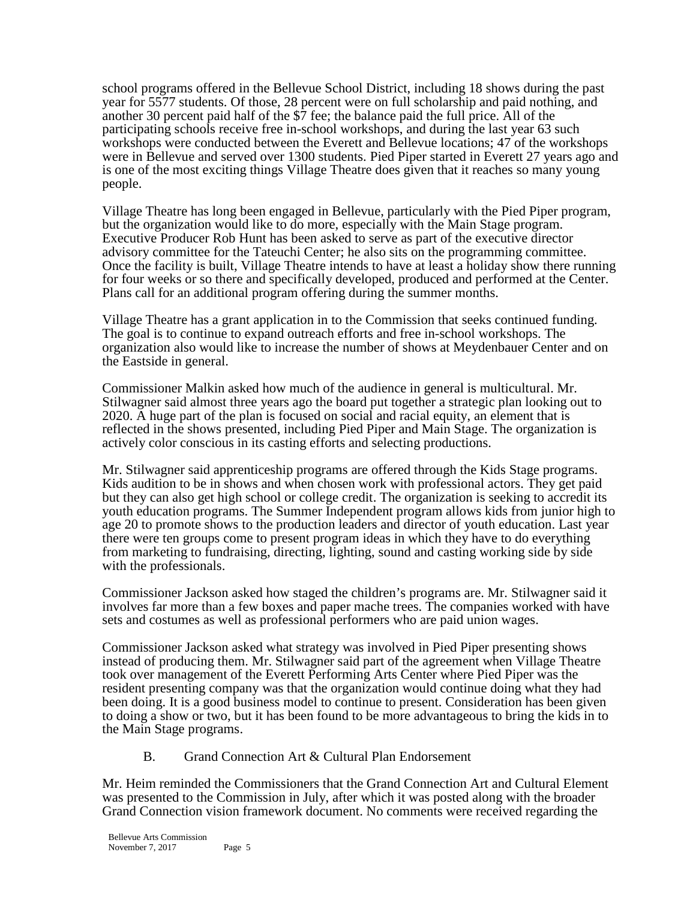school programs offered in the Bellevue School District, including 18 shows during the past year for 5577 students. Of those, 28 percent were on full scholarship and paid nothing, and another 30 percent paid half of the $7 fee; the balance paid the full price. All of the participating schools receive free in-school workshops, and during the last year 63 such workshops were conducted between the Everett and Bellevue locations; 47 of the workshops were in Bellevue and served over 1300 students. Pied Piper started in Everett 27 years ago and is one of the most exciting things Village Theatre does given that it reaches so many young people.

Village Theatre has long been engaged in Bellevue, particularly with the Pied Piper program, but the organization would like to do more, especially with the Main Stage program. Executive Producer Rob Hunt has been asked to serve as part of the executive director advisory committee for the Tateuchi Center; he also sits on the programming committee. Once the facility is built, Village Theatre intends to have at least a holiday show there running for four weeks or so there and specifically developed, produced and performed at the Center. Plans call for an additional program offering during the summer months.

Village Theatre has a grant application in to the Commission that seeks continued funding. The goal is to continue to expand outreach efforts and free in-school workshops. The organization also would like to increase the number of shows at Meydenbauer Center and on the Eastside in general.

Commissioner Malkin asked how much of the audience in general is multicultural. Mr. Stilwagner said almost three years ago the board put together a strategic plan looking out to 2020. A huge part of the plan is focused on social and racial equity, an element that is reflected in the shows presented, including Pied Piper and Main Stage. The organization is actively color conscious in its casting efforts and selecting productions.

Mr. Stilwagner said apprenticeship programs are offered through the Kids Stage programs. Kids audition to be in shows and when chosen work with professional actors. They get paid but they can also get high school or college credit. The organization is seeking to accredit its youth education programs. The Summer Independent program allows kids from junior high to age 20 to promote shows to the production leaders and director of youth education. Last year there were ten groups come to present program ideas in which they have to do everything from marketing to fundraising, directing, lighting, sound and casting working side by side with the professionals.

Commissioner Jackson asked how staged the children's programs are. Mr. Stilwagner said it involves far more than a few boxes and paper mache trees. The companies worked with have sets and costumes as well as professional performers who are paid union wages.

Commissioner Jackson asked what strategy was involved in Pied Piper presenting shows instead of producing them. Mr. Stilwagner said part of the agreement when Village Theatre took over management of the Everett Performing Arts Center where Pied Piper was the resident presenting company was that the organization would continue doing what they had been doing. It is a good business model to continue to present. Consideration has been given to doing a show or two, but it has been found to be more advantageous to bring the kids in to the Main Stage programs.

B. Grand Connection Art & Cultural Plan Endorsement

Mr. Heim reminded the Commissioners that the Grand Connection Art and Cultural Element was presented to the Commission in July, after which it was posted along with the broader Grand Connection vision framework document. No comments were received regarding the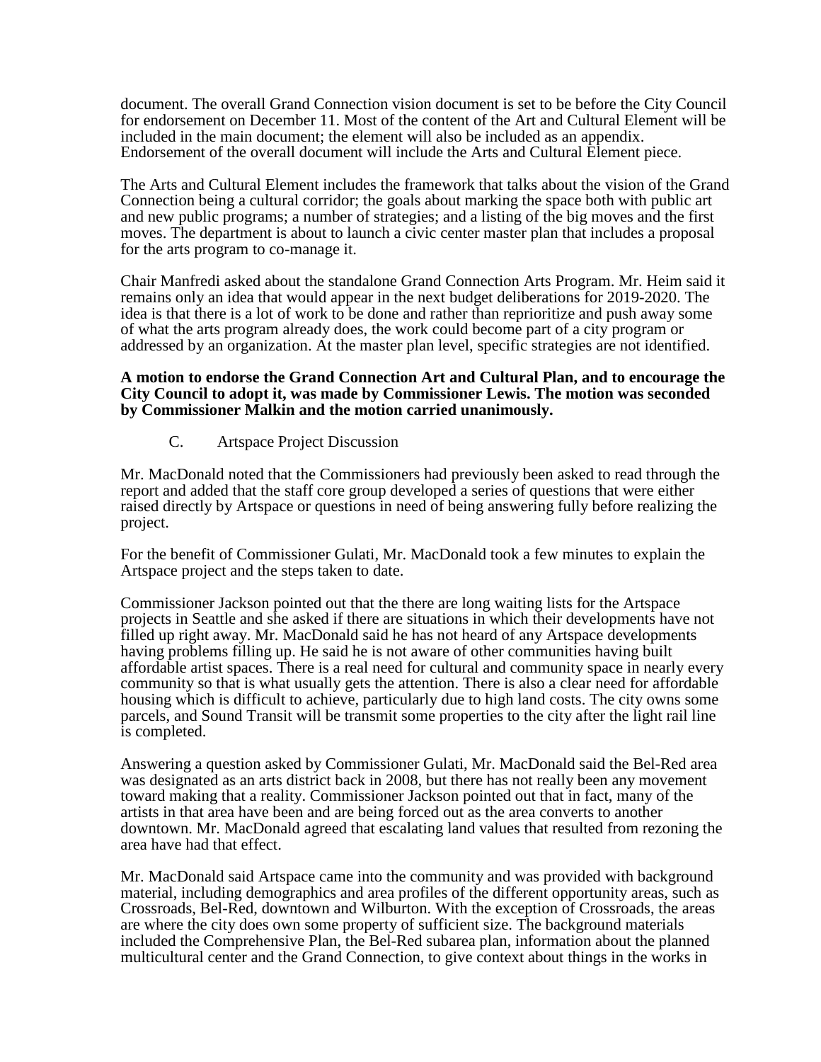document. The overall Grand Connection vision document is set to be before the City Council for endorsement on December 11. Most of the content of the Art and Cultural Element will be included in the main document; the element will also be included as an appendix. Endorsement of the overall document will include the Arts and Cultural Element piece.

The Arts and Cultural Element includes the framework that talks about the vision of the Grand Connection being a cultural corridor; the goals about marking the space both with public art and new public programs; a number of strategies; and a listing of the big moves and the first moves. The department is about to launch a civic center master plan that includes a proposal for the arts program to co-manage it.

Chair Manfredi asked about the standalone Grand Connection Arts Program. Mr. Heim said it remains only an idea that would appear in the next budget deliberations for 2019-2020. The idea is that there is a lot of work to be done and rather than reprioritize and push away some of what the arts program already does, the work could become part of a city program or addressed by an organization. At the master plan level, specific strategies are not identified.

**A motion to endorse the Grand Connection Art and Cultural Plan, and to encourage the City Council to adopt it, was made by Commissioner Lewis. The motion was seconded by Commissioner Malkin and the motion carried unanimously.**

C. Artspace Project Discussion

Mr. MacDonald noted that the Commissioners had previously been asked to read through the report and added that the staff core group developed a series of questions that were either raised directly by Artspace or questions in need of being answering fully before realizing the project.

For the benefit of Commissioner Gulati, Mr. MacDonald took a few minutes to explain the Artspace project and the steps taken to date.

Commissioner Jackson pointed out that the there are long waiting lists for the Artspace projects in Seattle and she asked if there are situations in which their developments have not filled up right away. Mr. MacDonald said he has not heard of any Artspace developments having problems filling up. He said he is not aware of other communities having built affordable artist spaces. There is a real need for cultural and community space in nearly every community so that is what usually gets the attention. There is also a clear need for affordable housing which is difficult to achieve, particularly due to high land costs. The city owns some parcels, and Sound Transit will be transmit some properties to the city after the light rail line is completed.

Answering a question asked by Commissioner Gulati, Mr. MacDonald said the Bel-Red area was designated as an arts district back in 2008, but there has not really been any movement toward making that a reality. Commissioner Jackson pointed out that in fact, many of the artists in that area have been and are being forced out as the area converts to another downtown. Mr. MacDonald agreed that escalating land values that resulted from rezoning the area have had that effect.

Mr. MacDonald said Artspace came into the community and was provided with background material, including demographics and area profiles of the different opportunity areas, such as Crossroads, Bel-Red, downtown and Wilburton. With the exception of Crossroads, the areas are where the city does own some property of sufficient size. The background materials included the Comprehensive Plan, the Bel-Red subarea plan, information about the planned multicultural center and the Grand Connection, to give context about things in the works in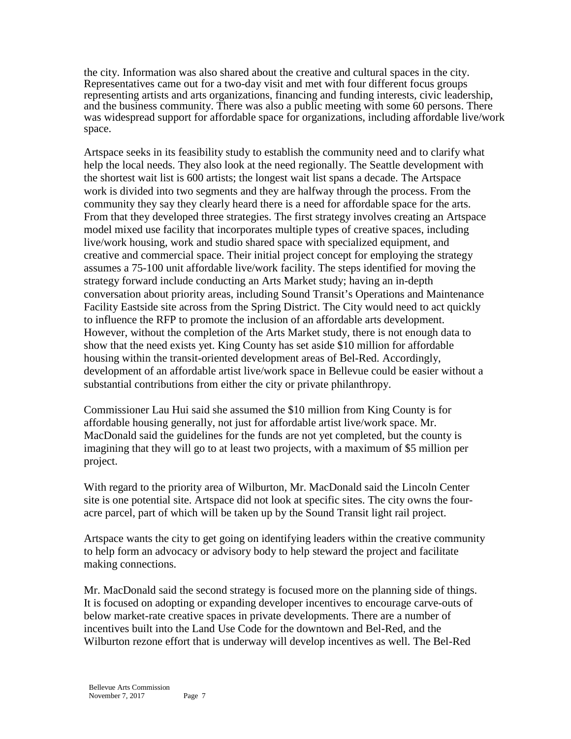the city. Information was also shared about the creative and cultural spaces in the city. Representatives came out for a two-day visit and met with four different focus groups representing artists and arts organizations, financing and funding interests, civic leadership, and the business community. There was also a public meeting with some 60 persons. There was widespread support for affordable space for organizations, including affordable live/work space.

Artspace seeks in its feasibility study to establish the community need and to clarify what help the local needs. They also look at the need regionally. The Seattle development with the shortest wait list is 600 artists; the longest wait list spans a decade. The Artspace work is divided into two segments and they are halfway through the process. From the community they say they clearly heard there is a need for affordable space for the arts. From that they developed three strategies. The first strategy involves creating an Artspace model mixed use facility that incorporates multiple types of creative spaces, including live/work housing, work and studio shared space with specialized equipment, and creative and commercial space. Their initial project concept for employing the strategy assumes a 75-100 unit affordable live/work facility. The steps identified for moving the strategy forward include conducting an Arts Market study; having an in-depth conversation about priority areas, including Sound Transit's Operations and Maintenance Facility Eastside site across from the Spring District. The City would need to act quickly to influence the RFP to promote the inclusion of an affordable arts development. However, without the completion of the Arts Market study, there is not enough data to show that the need exists yet. King County has set aside $10 million for affordable housing within the transit-oriented development areas of Bel-Red. Accordingly, development of an affordable artist live/work space in Bellevue could be easier without a substantial contributions from either the city or private philanthropy.

Commissioner Lau Hui said she assumed the $10 million from King County is for affordable housing generally, not just for affordable artist live/work space. Mr. MacDonald said the guidelines for the funds are not yet completed, but the county is imagining that they will go to at least two projects, with a maximum of $5 million per project.

With regard to the priority area of Wilburton, Mr. MacDonald said the Lincoln Center site is one potential site. Artspace did not look at specific sites. The city owns the four-acre parcel, part of which will be taken up by the Sound Transit light rail project.

Artspace wants the city to get going on identifying leaders within the creative community to help form an advocacy or advisory body to help steward the project and facilitate making connections.

Mr. MacDonald said the second strategy is focused more on the planning side of things. It is focused on adopting or expanding developer incentives to encourage carve-outs of below market-rate creative spaces in private developments. There are a number of incentives built into the Land Use Code for the downtown and Bel-Red, and the Wilburton rezone effort that is underway will develop incentives as well. The Bel-Red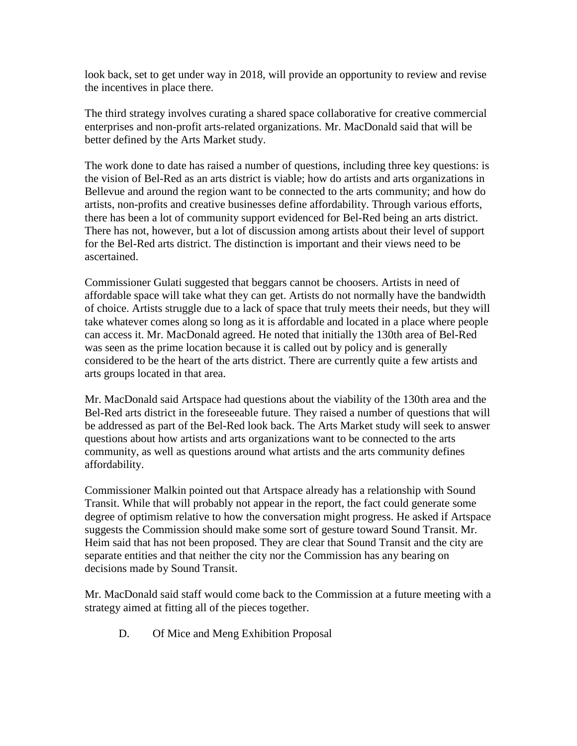look back, set to get under way in 2018, will provide an opportunity to review and revise the incentives in place there.

The third strategy involves curating a shared space collaborative for creative commercial enterprises and non-profit arts-related organizations. Mr. MacDonald said that will be better defined by the Arts Market study.

The work done to date has raised a number of questions, including three key questions: is the vision of Bel-Red as an arts district is viable; how do artists and arts organizations in Bellevue and around the region want to be connected to the arts community; and how do artists, non-profits and creative businesses define affordability. Through various efforts, there has been a lot of community support evidenced for Bel-Red being an arts district. There has not, however, but a lot of discussion among artists about their level of support for the Bel-Red arts district. The distinction is important and their views need to be ascertained.

Commissioner Gulati suggested that beggars cannot be choosers. Artists in need of affordable space will take what they can get. Artists do not normally have the bandwidth of choice. Artists struggle due to a lack of space that truly meets their needs, but they will take whatever comes along so long as it is affordable and located in a place where people can access it. Mr. MacDonald agreed. He noted that initially the 130th area of Bel-Red was seen as the prime location because it is called out by policy and is generally considered to be the heart of the arts district. There are currently quite a few artists and arts groups located in that area.

Mr. MacDonald said Artspace had questions about the viability of the 130th area and the Bel-Red arts district in the foreseeable future. They raised a number of questions that will be addressed as part of the Bel-Red look back. The Arts Market study will seek to answer questions about how artists and arts organizations want to be connected to the arts community, as well as questions around what artists and the arts community defines affordability.

Commissioner Malkin pointed out that Artspace already has a relationship with Sound Transit. While that will probably not appear in the report, the fact could generate some degree of optimism relative to how the conversation might progress. He asked if Artspace suggests the Commission should make some sort of gesture toward Sound Transit. Mr. Heim said that has not been proposed. They are clear that Sound Transit and the city are separate entities and that neither the city nor the Commission has any bearing on decisions made by Sound Transit.

Mr. MacDonald said staff would come back to the Commission at a future meeting with a strategy aimed at fitting all of the pieces together.

D. Of Mice and Meng Exhibition Proposal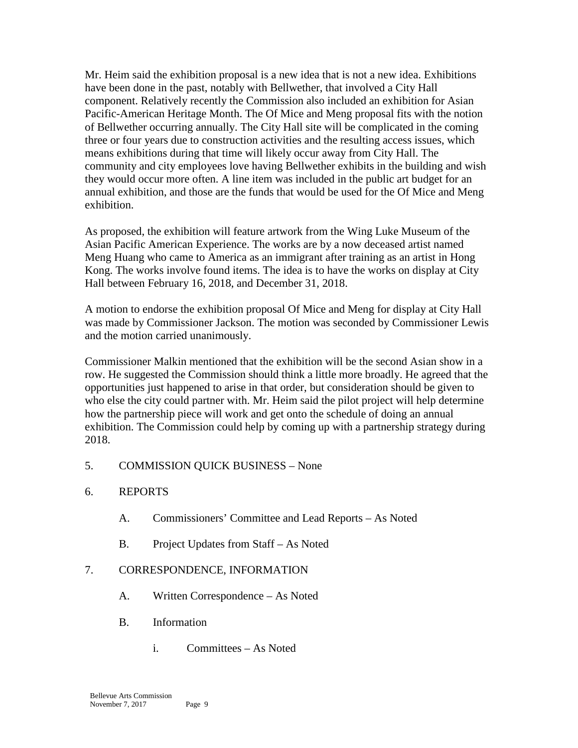Mr. Heim said the exhibition proposal is a new idea that is not a new idea. Exhibitions have been done in the past, notably with Bellwether, that involved a City Hall component. Relatively recently the Commission also included an exhibition for Asian Pacific-American Heritage Month. The Of Mice and Meng proposal fits with the notion of Bellwether occurring annually. The City Hall site will be complicated in the coming three or four years due to construction activities and the resulting access issues, which means exhibitions during that time will likely occur away from City Hall. The community and city employees love having Bellwether exhibits in the building and wish they would occur more often. A line item was included in the public art budget for an annual exhibition, and those are the funds that would be used for the Of Mice and Meng exhibition.

As proposed, the exhibition will feature artwork from the Wing Luke Museum of the Asian Pacific American Experience. The works are by a now deceased artist named Meng Huang who came to America as an immigrant after training as an artist in Hong Kong. The works involve found items. The idea is to have the works on display at City Hall between February 16, 2018, and December 31, 2018.

A motion to endorse the exhibition proposal Of Mice and Meng for display at City Hall was made by Commissioner Jackson. The motion was seconded by Commissioner Lewis and the motion carried unanimously.

Commissioner Malkin mentioned that the exhibition will be the second Asian show in a row. He suggested the Commission should think a little more broadly. He agreed that the opportunities just happened to arise in that order, but consideration should be given to who else the city could partner with. Mr. Heim said the pilot project will help determine how the partnership piece will work and get onto the schedule of doing an annual exhibition. The Commission could help by coming up with a partnership strategy during 2018.

5. COMMISSION QUICK BUSINESS – None

6. REPORTS

   A. Commissioners' Committee and Lead Reports – As Noted

   B. Project Updates from Staff – As Noted

7. CORRESPONDENCE, INFORMATION

   A. Written Correspondence – As Noted

   B. Information

      i. Committees – As Noted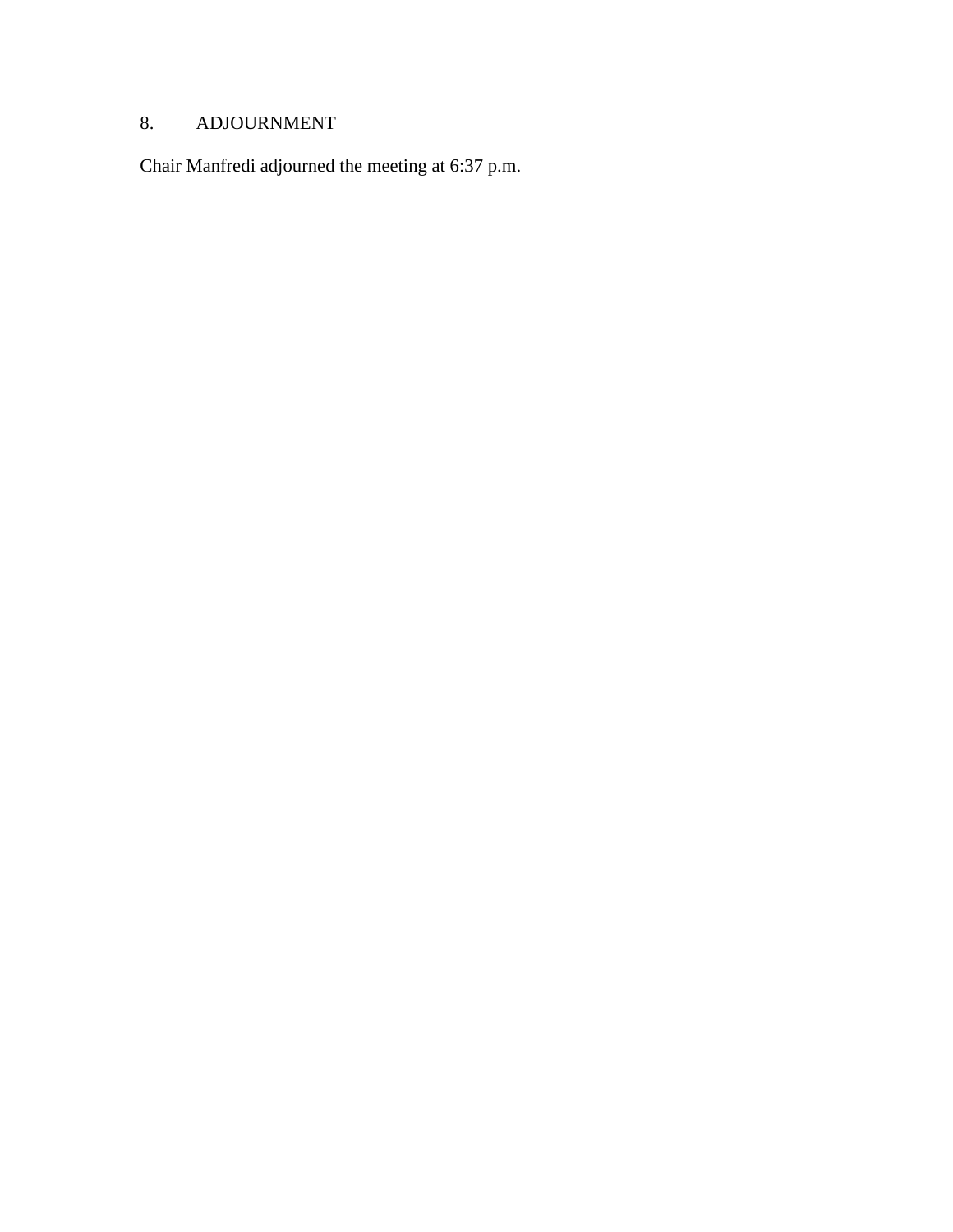## 8. ADJOURNMENT

Chair Manfredi adjourned the meeting at 6:37 p.m.